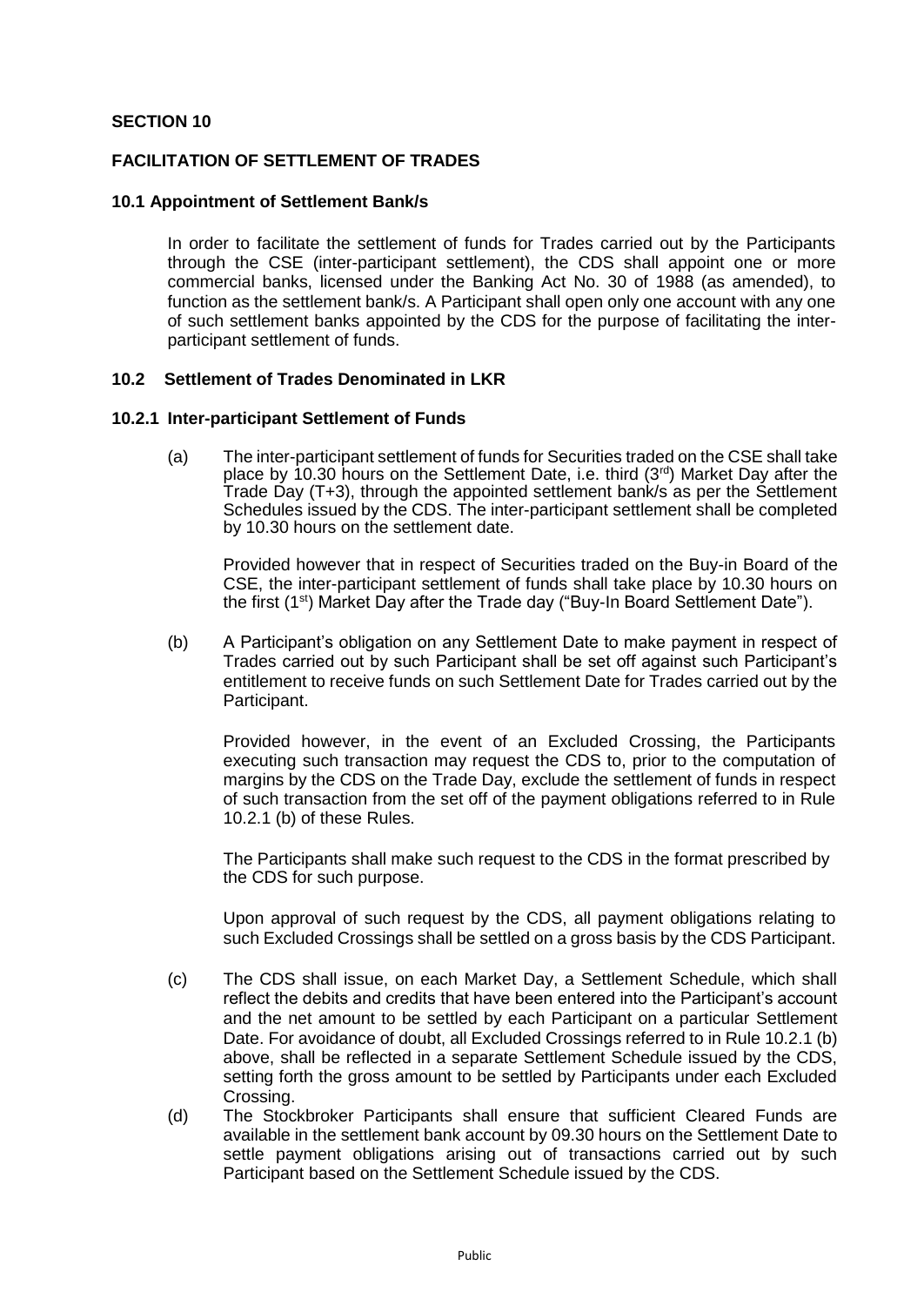## SECTION 10

## FACILITATION OF SETTLEMENT OF TRADES

### 10.1 Appointment of Settlement Bank/s

In order to facilitate the settlement of funds for Trades carried out by the Participants through the CSE (inter-participant settlement), the CDS shall appoint one or more commercial banks, licensed under the Banking Act No. 30 of 1988 (as amended), to function as the settlement bank/s. A Participant shall open only one account with any one of such settlement banks appointed by the CDS for the purpose of facilitating the inter-participant settlement of funds.

### 10.2 Settlement of Trades Denominated in LKR

#### 10.2.1 Inter-participant Settlement of Funds

(a) The inter-participant settlement of funds for Securities traded on the CSE shall take place by 10.30 hours on the Settlement Date, i.e. third (3rd) Market Day after the Trade Day (T+3), through the appointed settlement bank/s as per the Settlement Schedules issued by the CDS. The inter-participant settlement shall be completed by 10.30 hours on the settlement date.

Provided however that in respect of Securities traded on the Buy-in Board of the CSE, the inter-participant settlement of funds shall take place by 10.30 hours on the first (1st) Market Day after the Trade day ("Buy-In Board Settlement Date").

(b) A Participant's obligation on any Settlement Date to make payment in respect of Trades carried out by such Participant shall be set off against such Participant's entitlement to receive funds on such Settlement Date for Trades carried out by the Participant.

Provided however, in the event of an Excluded Crossing, the Participants executing such transaction may request the CDS to, prior to the computation of margins by the CDS on the Trade Day, exclude the settlement of funds in respect of such transaction from the set off of the payment obligations referred to in Rule 10.2.1 (b) of these Rules.

The Participants shall make such request to the CDS in the format prescribed by the CDS for such purpose.

Upon approval of such request by the CDS, all payment obligations relating to such Excluded Crossings shall be settled on a gross basis by the CDS Participant.

(c) The CDS shall issue, on each Market Day, a Settlement Schedule, which shall reflect the debits and credits that have been entered into the Participant's account and the net amount to be settled by each Participant on a particular Settlement Date. For avoidance of doubt, all Excluded Crossings referred to in Rule 10.2.1 (b) above, shall be reflected in a separate Settlement Schedule issued by the CDS, setting forth the gross amount to be settled by Participants under each Excluded Crossing.

(d) The Stockbroker Participants shall ensure that sufficient Cleared Funds are available in the settlement bank account by 09.30 hours on the Settlement Date to settle payment obligations arising out of transactions carried out by such Participant based on the Settlement Schedule issued by the CDS.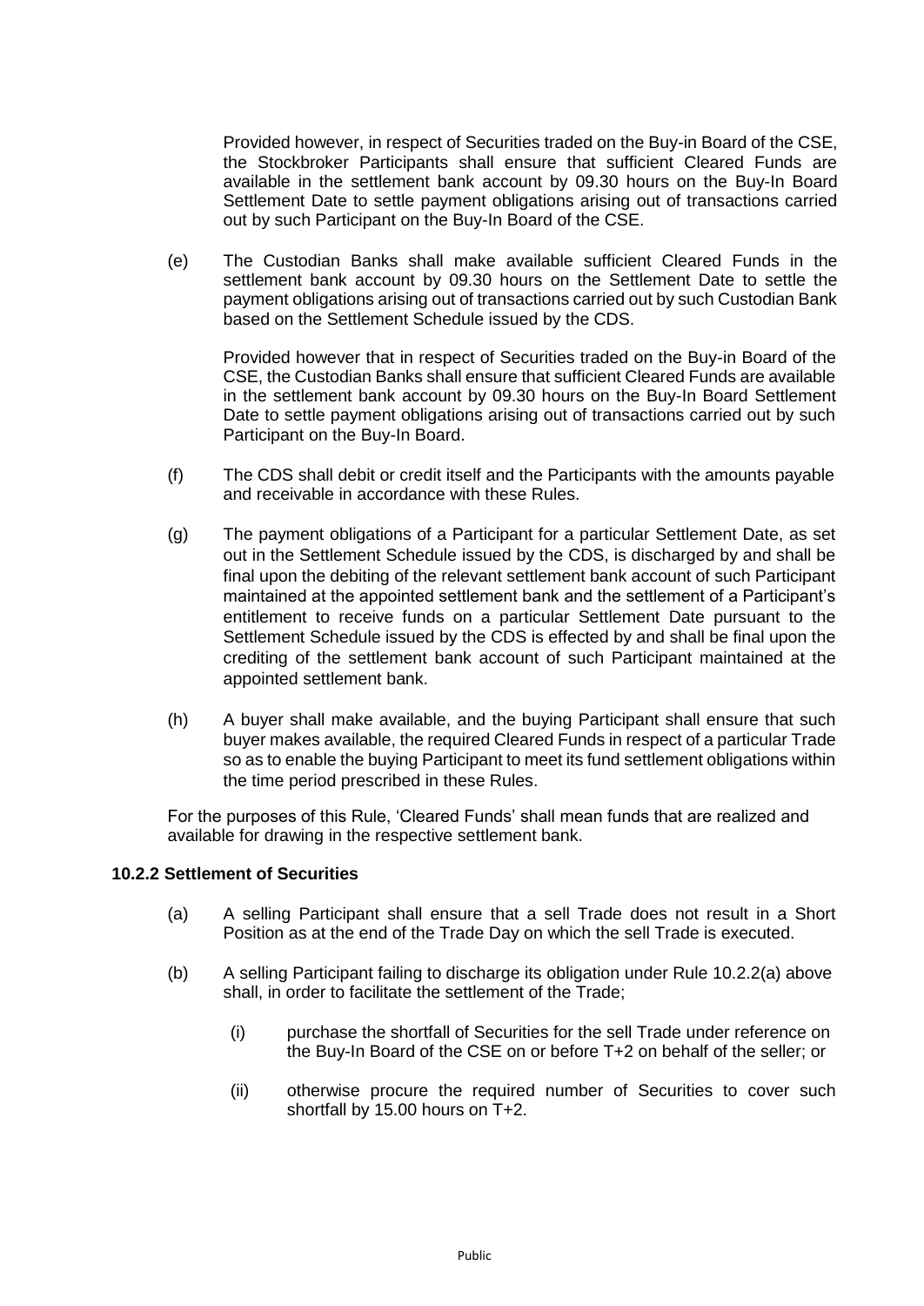Provided however, in respect of Securities traded on the Buy-in Board of the CSE, the Stockbroker Participants shall ensure that sufficient Cleared Funds are available in the settlement bank account by 09.30 hours on the Buy-In Board Settlement Date to settle payment obligations arising out of transactions carried out by such Participant on the Buy-In Board of the CSE.

(e) The Custodian Banks shall make available sufficient Cleared Funds in the settlement bank account by 09.30 hours on the Settlement Date to settle the payment obligations arising out of transactions carried out by such Custodian Bank based on the Settlement Schedule issued by the CDS.

Provided however that in respect of Securities traded on the Buy-in Board of the CSE, the Custodian Banks shall ensure that sufficient Cleared Funds are available in the settlement bank account by 09.30 hours on the Buy-In Board Settlement Date to settle payment obligations arising out of transactions carried out by such Participant on the Buy-In Board.

(f) The CDS shall debit or credit itself and the Participants with the amounts payable and receivable in accordance with these Rules.

(g) The payment obligations of a Participant for a particular Settlement Date, as set out in the Settlement Schedule issued by the CDS, is discharged by and shall be final upon the debiting of the relevant settlement bank account of such Participant maintained at the appointed settlement bank and the settlement of a Participant's entitlement to receive funds on a particular Settlement Date pursuant to the Settlement Schedule issued by the CDS is effected by and shall be final upon the crediting of the settlement bank account of such Participant maintained at the appointed settlement bank.

(h) A buyer shall make available, and the buying Participant shall ensure that such buyer makes available, the required Cleared Funds in respect of a particular Trade so as to enable the buying Participant to meet its fund settlement obligations within the time period prescribed in these Rules.

For the purposes of this Rule, 'Cleared Funds' shall mean funds that are realized and available for drawing in the respective settlement bank.

**10.2.2 Settlement of Securities**

(a) A selling Participant shall ensure that a sell Trade does not result in a Short Position as at the end of the Trade Day on which the sell Trade is executed.

(b) A selling Participant failing to discharge its obligation under Rule 10.2.2(a) above shall, in order to facilitate the settlement of the Trade;

(i) purchase the shortfall of Securities for the sell Trade under reference on the Buy-In Board of the CSE on or before T+2 on behalf of the seller; or

(ii) otherwise procure the required number of Securities to cover such shortfall by 15.00 hours on T+2.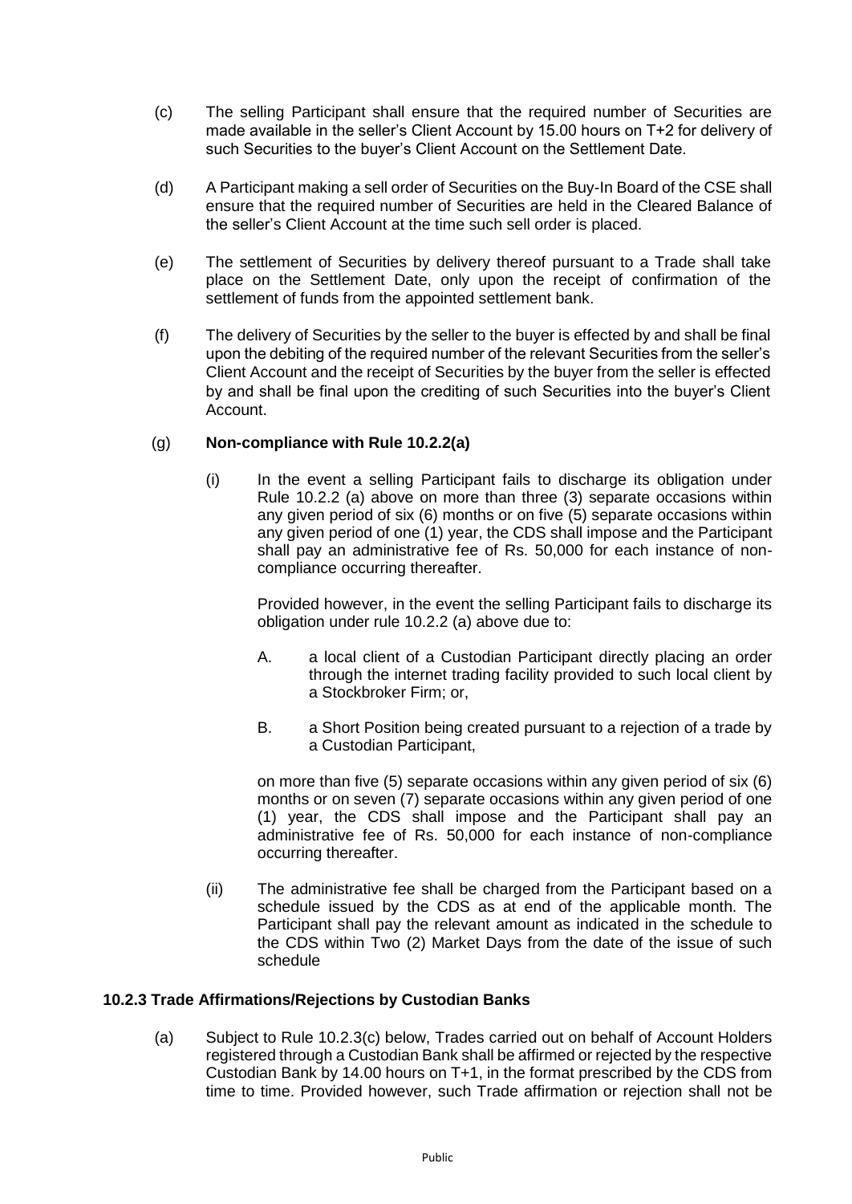(c) The selling Participant shall ensure that the required number of Securities are made available in the seller's Client Account by 15.00 hours on T+2 for delivery of such Securities to the buyer's Client Account on the Settlement Date.

(d) A Participant making a sell order of Securities on the Buy-In Board of the CSE shall ensure that the required number of Securities are held in the Cleared Balance of the seller's Client Account at the time such sell order is placed.

(e) The settlement of Securities by delivery thereof pursuant to a Trade shall take place on the Settlement Date, only upon the receipt of confirmation of the settlement of funds from the appointed settlement bank.

(f) The delivery of Securities by the seller to the buyer is effected by and shall be final upon the debiting of the required number of the relevant Securities from the seller's Client Account and the receipt of Securities by the buyer from the seller is effected by and shall be final upon the crediting of such Securities into the buyer's Client Account.

(g) **Non-compliance with Rule 10.2.2(a)**

(i) In the event a selling Participant fails to discharge its obligation under Rule 10.2.2 (a) above on more than three (3) separate occasions within any given period of six (6) months or on five (5) separate occasions within any given period of one (1) year, the CDS shall impose and the Participant shall pay an administrative fee of Rs. 50,000 for each instance of non-compliance occurring thereafter.

Provided however, in the event the selling Participant fails to discharge its obligation under rule 10.2.2 (a) above due to:

A. a local client of a Custodian Participant directly placing an order through the internet trading facility provided to such local client by a Stockbroker Firm; or,

B. a Short Position being created pursuant to a rejection of a trade by a Custodian Participant,

on more than five (5) separate occasions within any given period of six (6) months or on seven (7) separate occasions within any given period of one (1) year, the CDS shall impose and the Participant shall pay an administrative fee of Rs. 50,000 for each instance of non-compliance occurring thereafter.

(ii) The administrative fee shall be charged from the Participant based on a schedule issued by the CDS as at end of the applicable month. The Participant shall pay the relevant amount as indicated in the schedule to the CDS within Two (2) Market Days from the date of the issue of such schedule

### 10.2.3 Trade Affirmations/Rejections by Custodian Banks

(a) Subject to Rule 10.2.3(c) below, Trades carried out on behalf of Account Holders registered through a Custodian Bank shall be affirmed or rejected by the respective Custodian Bank by 14.00 hours on T+1, in the format prescribed by the CDS from time to time. Provided however, such Trade affirmation or rejection shall not be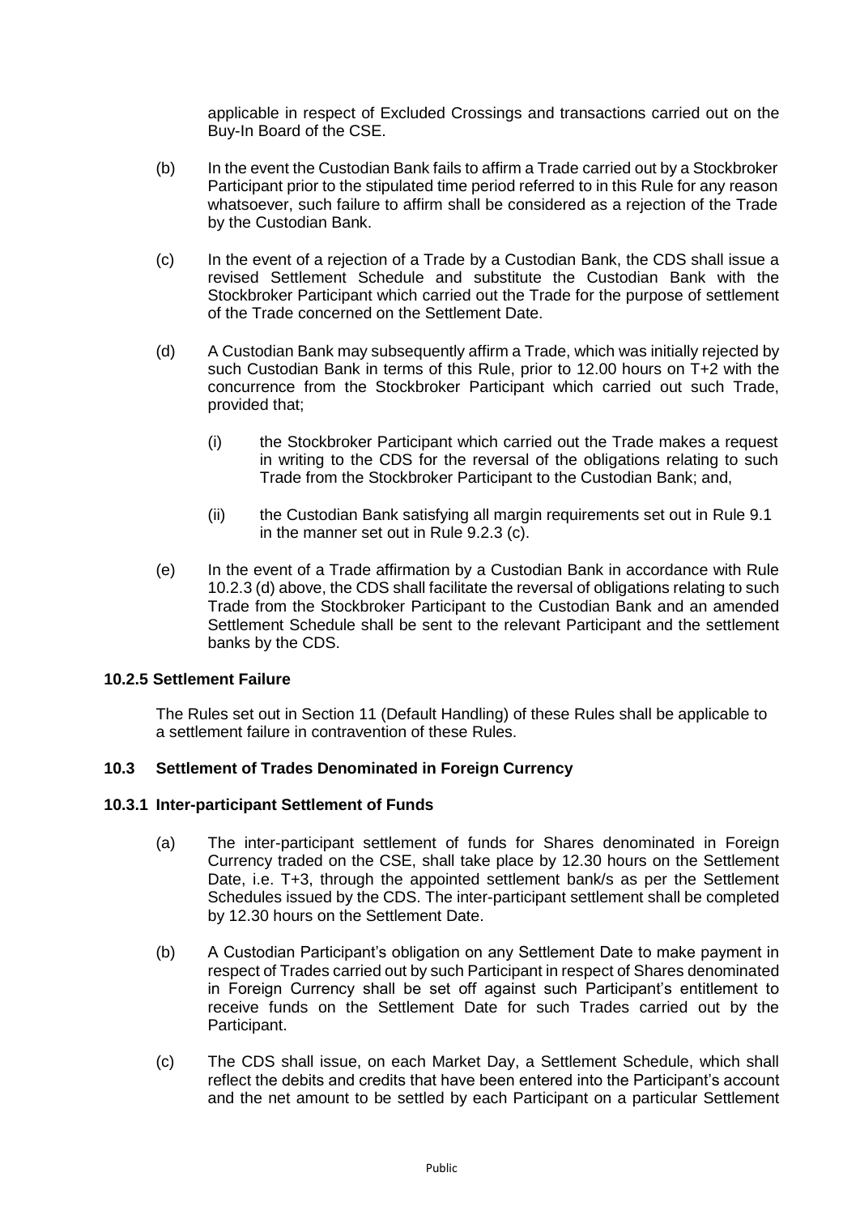applicable in respect of Excluded Crossings and transactions carried out on the Buy-In Board of the CSE.

(b) In the event the Custodian Bank fails to affirm a Trade carried out by a Stockbroker Participant prior to the stipulated time period referred to in this Rule for any reason whatsoever, such failure to affirm shall be considered as a rejection of the Trade by the Custodian Bank.

(c) In the event of a rejection of a Trade by a Custodian Bank, the CDS shall issue a revised Settlement Schedule and substitute the Custodian Bank with the Stockbroker Participant which carried out the Trade for the purpose of settlement of the Trade concerned on the Settlement Date.

(d) A Custodian Bank may subsequently affirm a Trade, which was initially rejected by such Custodian Bank in terms of this Rule, prior to 12.00 hours on T+2 with the concurrence from the Stockbroker Participant which carried out such Trade, provided that;

   (i) the Stockbroker Participant which carried out the Trade makes a request in writing to the CDS for the reversal of the obligations relating to such Trade from the Stockbroker Participant to the Custodian Bank; and,

   (ii) the Custodian Bank satisfying all margin requirements set out in Rule 9.1 in the manner set out in Rule 9.2.3 (c).

(e) In the event of a Trade affirmation by a Custodian Bank in accordance with Rule 10.2.3 (d) above, the CDS shall facilitate the reversal of obligations relating to such Trade from the Stockbroker Participant to the Custodian Bank and an amended Settlement Schedule shall be sent to the relevant Participant and the settlement banks by the CDS.

#### 10.2.5 Settlement Failure

The Rules set out in Section 11 (Default Handling) of these Rules shall be applicable to a settlement failure in contravention of these Rules.

### 10.3 Settlement of Trades Denominated in Foreign Currency

#### 10.3.1 Inter-participant Settlement of Funds

(a) The inter-participant settlement of funds for Shares denominated in Foreign Currency traded on the CSE, shall take place by 12.30 hours on the Settlement Date, i.e. T+3, through the appointed settlement bank/s as per the Settlement Schedules issued by the CDS. The inter-participant settlement shall be completed by 12.30 hours on the Settlement Date.

(b) A Custodian Participant's obligation on any Settlement Date to make payment in respect of Trades carried out by such Participant in respect of Shares denominated in Foreign Currency shall be set off against such Participant's entitlement to receive funds on the Settlement Date for such Trades carried out by the Participant.

(c) The CDS shall issue, on each Market Day, a Settlement Schedule, which shall reflect the debits and credits that have been entered into the Participant's account and the net amount to be settled by each Participant on a particular Settlement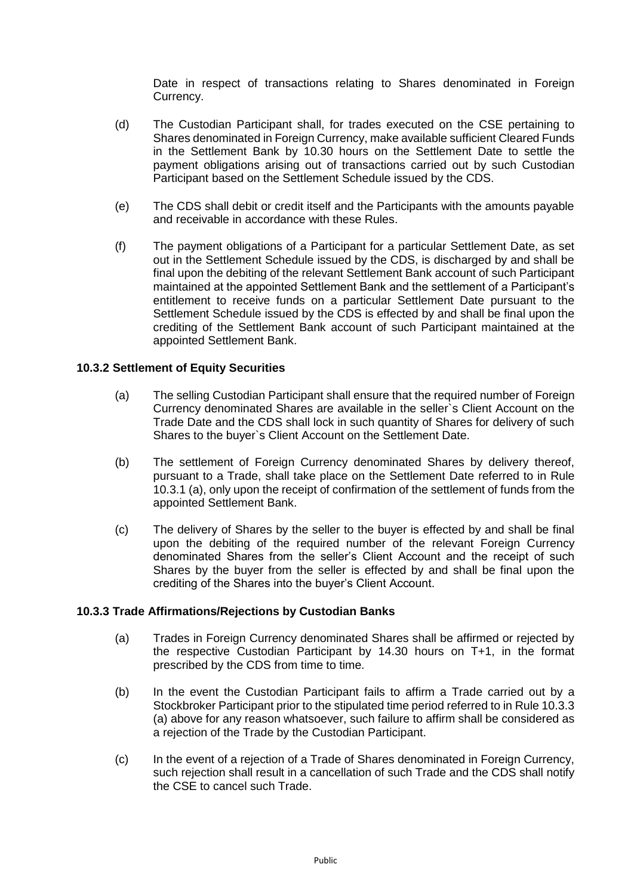Date in respect of transactions relating to Shares denominated in Foreign Currency.

(d) The Custodian Participant shall, for trades executed on the CSE pertaining to Shares denominated in Foreign Currency, make available sufficient Cleared Funds in the Settlement Bank by 10.30 hours on the Settlement Date to settle the payment obligations arising out of transactions carried out by such Custodian Participant based on the Settlement Schedule issued by the CDS.

(e) The CDS shall debit or credit itself and the Participants with the amounts payable and receivable in accordance with these Rules.

(f) The payment obligations of a Participant for a particular Settlement Date, as set out in the Settlement Schedule issued by the CDS, is discharged by and shall be final upon the debiting of the relevant Settlement Bank account of such Participant maintained at the appointed Settlement Bank and the settlement of a Participant's entitlement to receive funds on a particular Settlement Date pursuant to the Settlement Schedule issued by the CDS is effected by and shall be final upon the crediting of the Settlement Bank account of such Participant maintained at the appointed Settlement Bank.

**10.3.2 Settlement of Equity Securities**

(a) The selling Custodian Participant shall ensure that the required number of Foreign Currency denominated Shares are available in the seller`s Client Account on the Trade Date and the CDS shall lock in such quantity of Shares for delivery of such Shares to the buyer`s Client Account on the Settlement Date.

(b) The settlement of Foreign Currency denominated Shares by delivery thereof, pursuant to a Trade, shall take place on the Settlement Date referred to in Rule 10.3.1 (a), only upon the receipt of confirmation of the settlement of funds from the appointed Settlement Bank.

(c) The delivery of Shares by the seller to the buyer is effected by and shall be final upon the debiting of the required number of the relevant Foreign Currency denominated Shares from the seller's Client Account and the receipt of such Shares by the buyer from the seller is effected by and shall be final upon the crediting of the Shares into the buyer's Client Account.

**10.3.3 Trade Affirmations/Rejections by Custodian Banks**

(a) Trades in Foreign Currency denominated Shares shall be affirmed or rejected by the respective Custodian Participant by 14.30 hours on T+1, in the format prescribed by the CDS from time to time.

(b) In the event the Custodian Participant fails to affirm a Trade carried out by a Stockbroker Participant prior to the stipulated time period referred to in Rule 10.3.3 (a) above for any reason whatsoever, such failure to affirm shall be considered as a rejection of the Trade by the Custodian Participant.

(c) In the event of a rejection of a Trade of Shares denominated in Foreign Currency, such rejection shall result in a cancellation of such Trade and the CDS shall notify the CSE to cancel such Trade.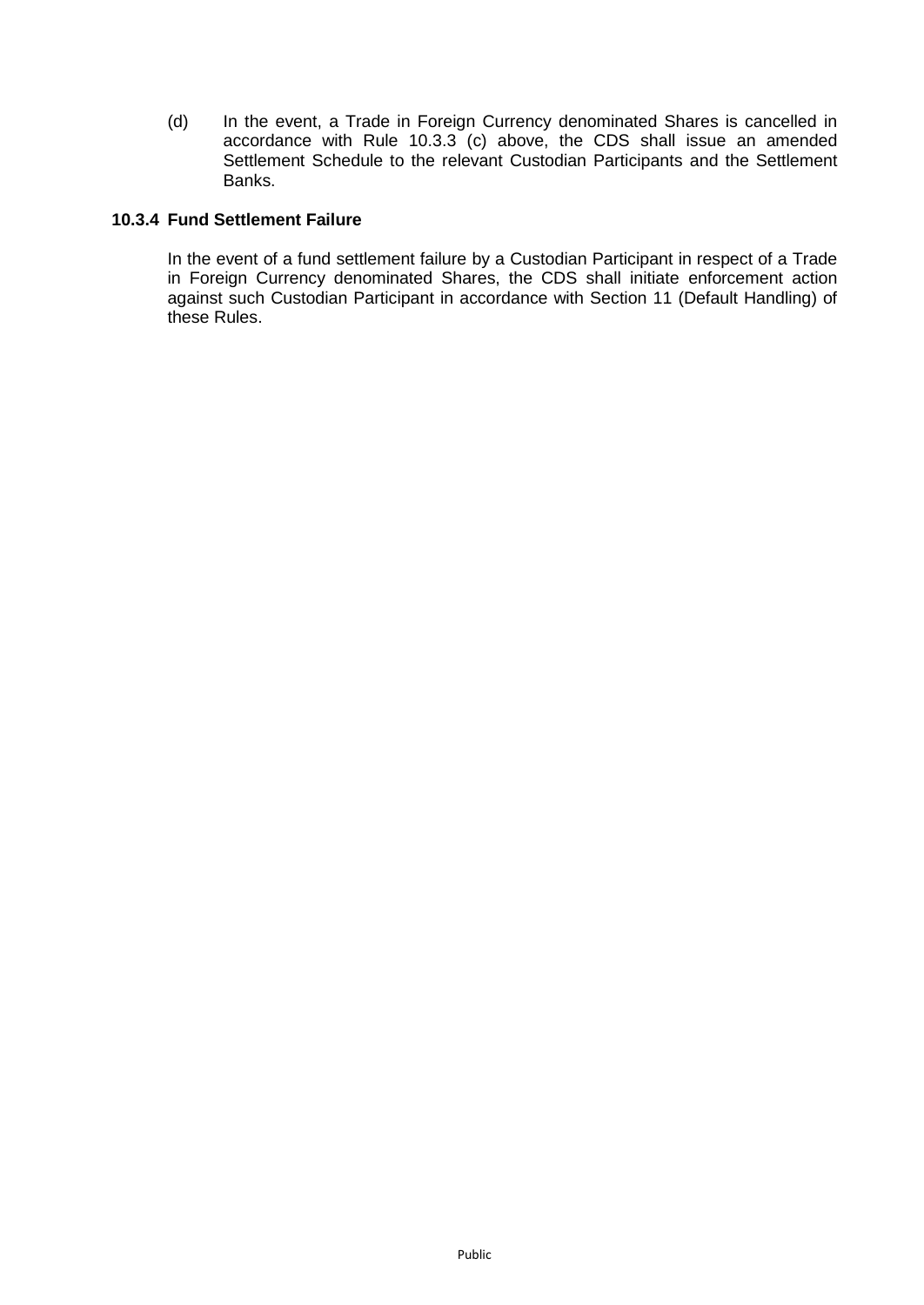(d) In the event, a Trade in Foreign Currency denominated Shares is cancelled in accordance with Rule 10.3.3 (c) above, the CDS shall issue an amended Settlement Schedule to the relevant Custodian Participants and the Settlement Banks.

### 10.3.4 Fund Settlement Failure

In the event of a fund settlement failure by a Custodian Participant in respect of a Trade in Foreign Currency denominated Shares, the CDS shall initiate enforcement action against such Custodian Participant in accordance with Section 11 (Default Handling) of these Rules.